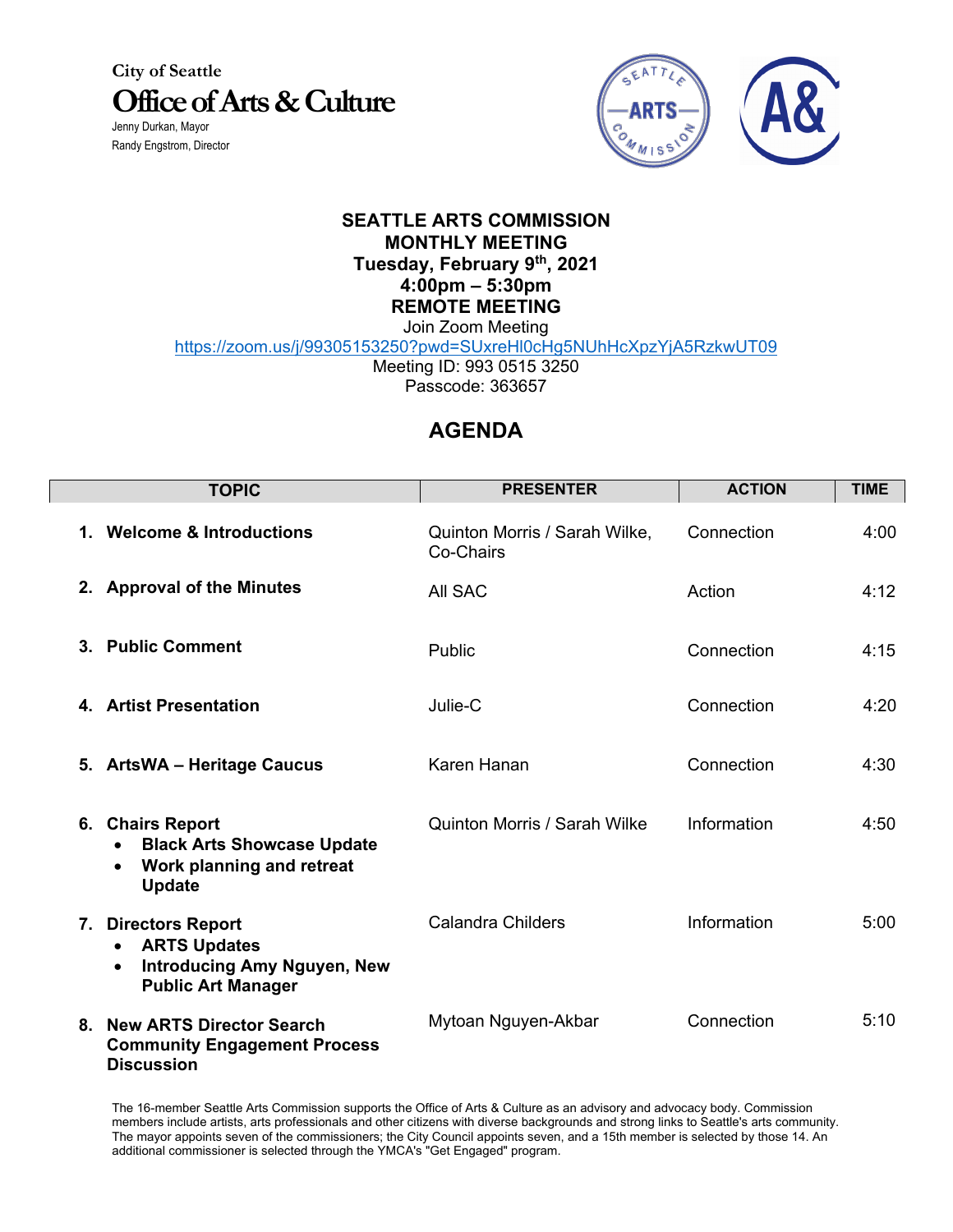City of Seattle

# Office of Arts & Culture

Jenny Durkan, Mayor

Randy Engstrom, Director

**SEATTLE ARTS COMMISSION**
**MONTHLY MEETING**
**Tuesday, February 9th, 2021**
**4:00pm – 5:30pm**
**REMOTE MEETING**

Join Zoom Meeting

https://zoom.us/j/99305153250?pwd=SUxreHl0cHg5NUhHcXpzYjA5RzkwUT09

Meeting ID: 993 0515 3250

Passcode: 363657

## AGENDA

| TOPIC | PRESENTER | ACTION | TIME |
|---|---|---|---|
| **1. Welcome & Introductions** | Quinton Morris / Sarah Wilke, Co-Chairs | Connection | 4:00 |
| **2. Approval of the Minutes** | All SAC | Action | 4:12 |
| **3. Public Comment** | Public | Connection | 4:15 |
| **4. Artist Presentation** | Julie-C | Connection | 4:20 |
| **5. ArtsWA – Heritage Caucus** | Karen Hanan | Connection | 4:30 |
| **6. Chairs Report**<br>• **Black Arts Showcase Update**<br>• **Work planning and retreat Update** | Quinton Morris / Sarah Wilke | Information | 4:50 |
| **7. Directors Report**<br>• **ARTS Updates**<br>• **Introducing Amy Nguyen, New Public Art Manager** | Calandra Childers | Information | 5:00 |
| **8. New ARTS Director Search Community Engagement Process Discussion** | Mytoan Nguyen-Akbar | Connection | 5:10 |

The 16-member Seattle Arts Commission supports the Office of Arts & Culture as an advisory and advocacy body. Commission members include artists, arts professionals and other citizens with diverse backgrounds and strong links to Seattle's arts community. The mayor appoints seven of the commissioners; the City Council appoints seven, and a 15th member is selected by those 14. An additional commissioner is selected through the YMCA's "Get Engaged" program.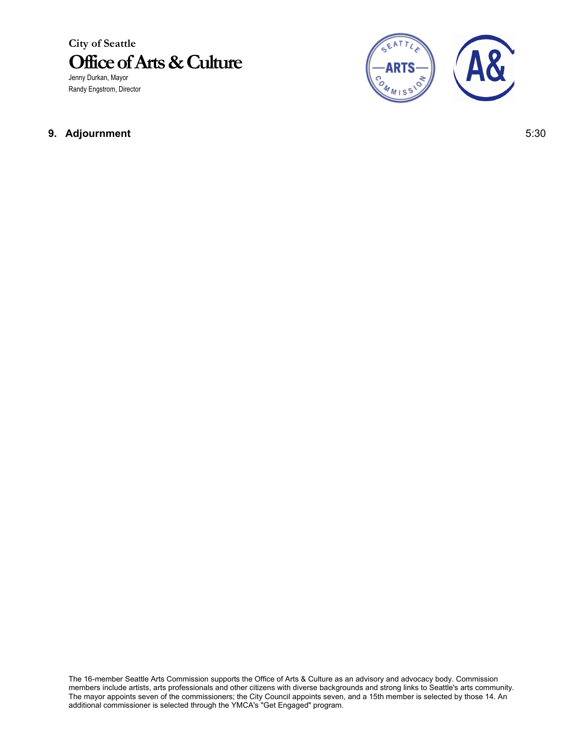City of Seattle
# Office of Arts & Culture
Jenny Durkan, Mayor
Randy Engstrom, Director

**9. Adjournment** 5:30

The 16-member Seattle Arts Commission supports the Office of Arts & Culture as an advisory and advocacy body. Commission members include artists, arts professionals and other citizens with diverse backgrounds and strong links to Seattle's arts community. The mayor appoints seven of the commissioners; the City Council appoints seven, and a 15th member is selected by those 14. An additional commissioner is selected through the YMCA's "Get Engaged" program.